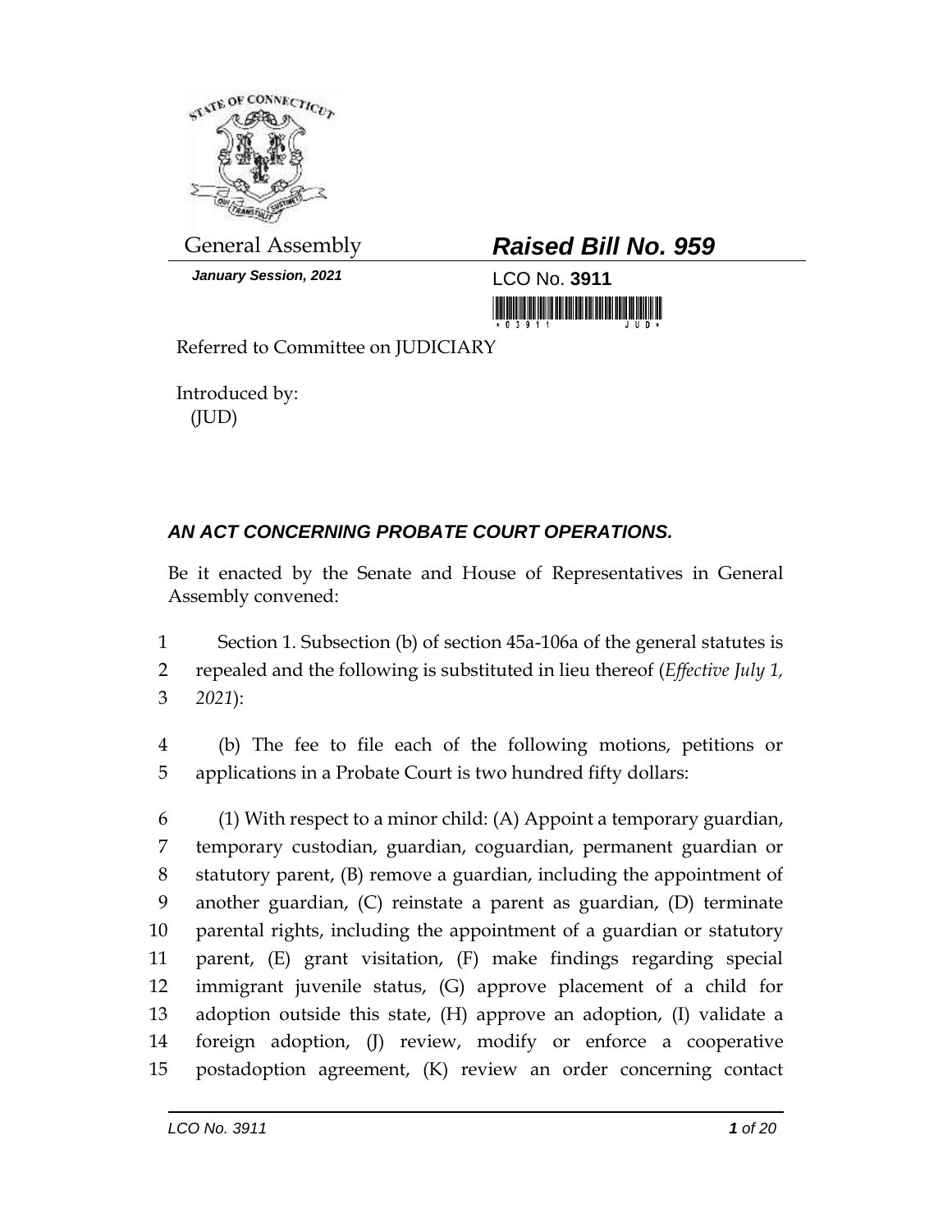General Assembly

***January Session, 2021***

# *Raised Bill No. 959*

LCO No. **3911**

Referred to Committee on JUDICIARY

Introduced by:
(JUD)

## *AN ACT CONCERNING PROBATE COURT OPERATIONS.*

Be it enacted by the Senate and House of Representatives in General Assembly convened:

1 Section 1. Subsection (b) of section 45a-106a of the general statutes is
2 repealed and the following is substituted in lieu thereof (*Effective July 1,*
3 *2021*):

4 (b) The fee to file each of the following motions, petitions or
5 applications in a Probate Court is two hundred fifty dollars:

6 (1) With respect to a minor child: (A) Appoint a temporary guardian,
7 temporary custodian, guardian, coguardian, permanent guardian or
8 statutory parent, (B) remove a guardian, including the appointment of
9 another guardian, (C) reinstate a parent as guardian, (D) terminate
10 parental rights, including the appointment of a guardian or statutory
11 parent, (E) grant visitation, (F) make findings regarding special
12 immigrant juvenile status, (G) approve placement of a child for
13 adoption outside this state, (H) approve an adoption, (I) validate a
14 foreign adoption, (J) review, modify or enforce a cooperative
15 postadoption agreement, (K) review an order concerning contact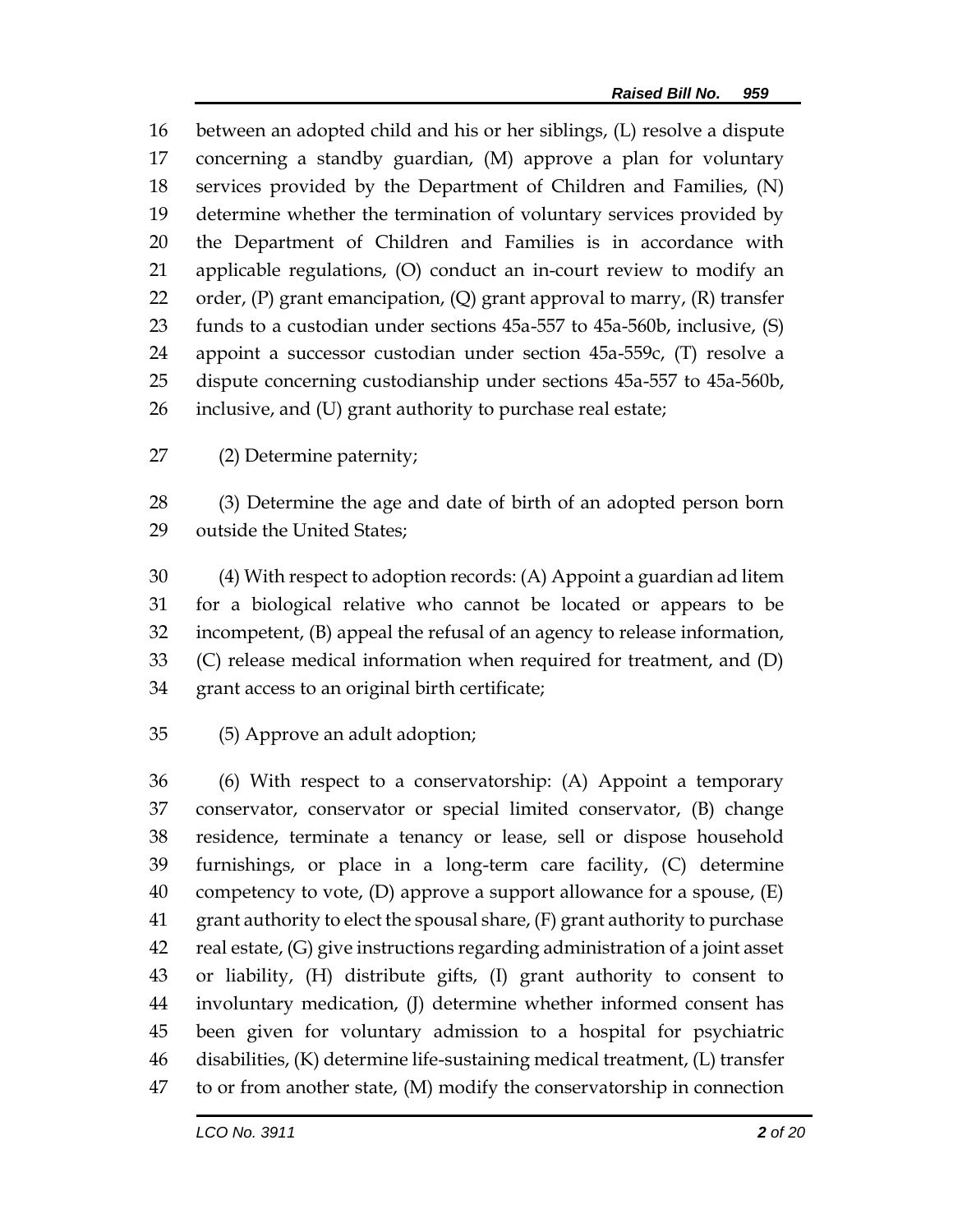between an adopted child and his or her siblings, (L) resolve a dispute concerning a standby guardian, (M) approve a plan for voluntary services provided by the Department of Children and Families, (N) determine whether the termination of voluntary services provided by the Department of Children and Families is in accordance with applicable regulations, (O) conduct an in-court review to modify an order, (P) grant emancipation, (Q) grant approval to marry, (R) transfer funds to a custodian under sections 45a-557 to 45a-560b, inclusive, (S) appoint a successor custodian under section 45a-559c, (T) resolve a dispute concerning custodianship under sections 45a-557 to 45a-560b, inclusive, and (U) grant authority to purchase real estate;

(2) Determine paternity;

(3) Determine the age and date of birth of an adopted person born outside the United States;

(4) With respect to adoption records: (A) Appoint a guardian ad litem for a biological relative who cannot be located or appears to be incompetent, (B) appeal the refusal of an agency to release information, (C) release medical information when required for treatment, and (D) grant access to an original birth certificate;

(5) Approve an adult adoption;

(6) With respect to a conservatorship: (A) Appoint a temporary conservator, conservator or special limited conservator, (B) change residence, terminate a tenancy or lease, sell or dispose household furnishings, or place in a long-term care facility, (C) determine competency to vote, (D) approve a support allowance for a spouse, (E) grant authority to elect the spousal share, (F) grant authority to purchase real estate, (G) give instructions regarding administration of a joint asset or liability, (H) distribute gifts, (I) grant authority to consent to involuntary medication, (J) determine whether informed consent has been given for voluntary admission to a hospital for psychiatric disabilities, (K) determine life-sustaining medical treatment, (L) transfer to or from another state, (M) modify the conservatorship in connection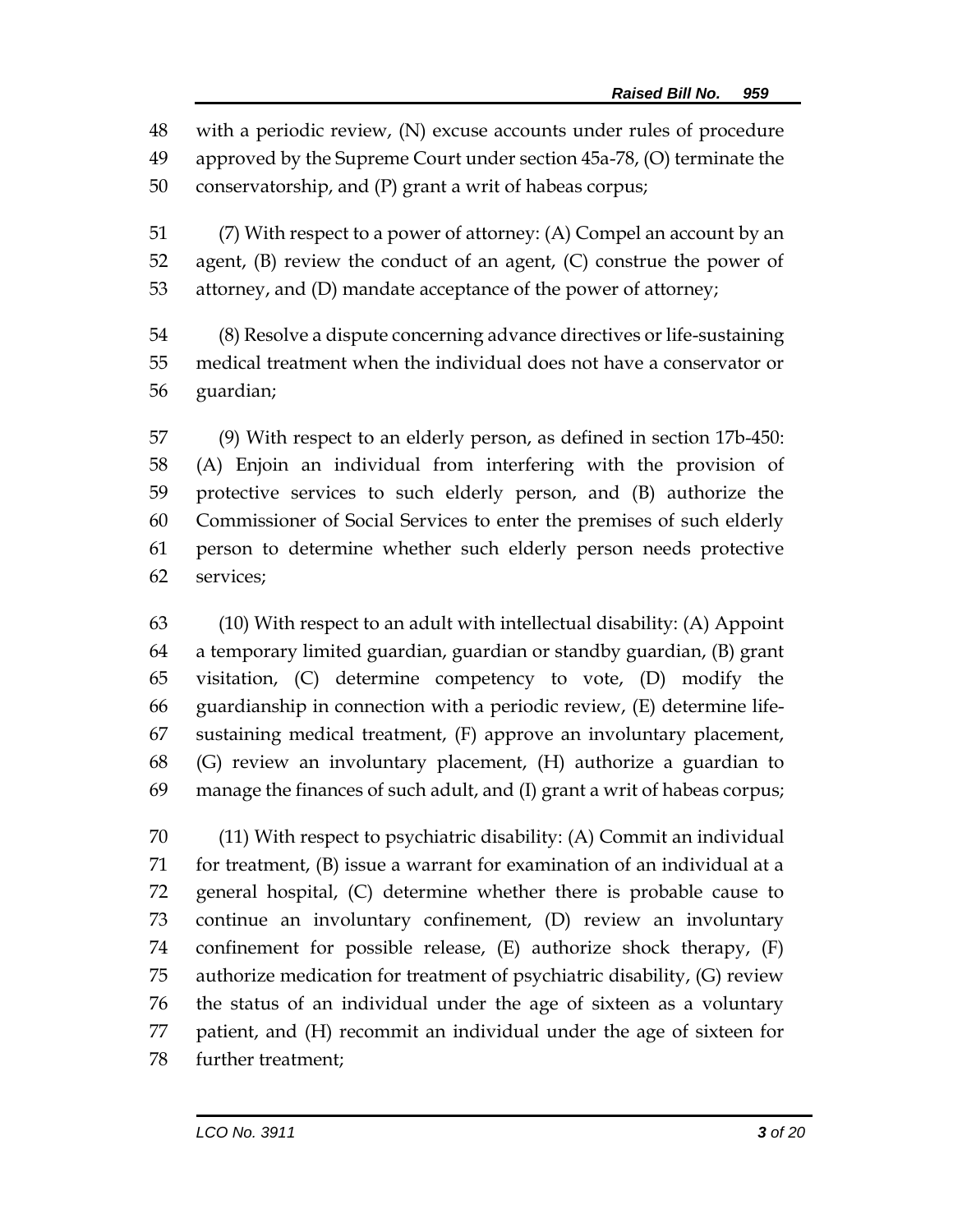with a periodic review, (N) excuse accounts under rules of procedure approved by the Supreme Court under section 45a-78, (O) terminate the conservatorship, and (P) grant a writ of habeas corpus;

(7) With respect to a power of attorney: (A) Compel an account by an agent, (B) review the conduct of an agent, (C) construe the power of attorney, and (D) mandate acceptance of the power of attorney;

(8) Resolve a dispute concerning advance directives or life-sustaining medical treatment when the individual does not have a conservator or guardian;

(9) With respect to an elderly person, as defined in section 17b-450: (A) Enjoin an individual from interfering with the provision of protective services to such elderly person, and (B) authorize the Commissioner of Social Services to enter the premises of such elderly person to determine whether such elderly person needs protective services;

(10) With respect to an adult with intellectual disability: (A) Appoint a temporary limited guardian, guardian or standby guardian, (B) grant visitation, (C) determine competency to vote, (D) modify the guardianship in connection with a periodic review, (E) determine life-sustaining medical treatment, (F) approve an involuntary placement, (G) review an involuntary placement, (H) authorize a guardian to manage the finances of such adult, and (I) grant a writ of habeas corpus;

(11) With respect to psychiatric disability: (A) Commit an individual for treatment, (B) issue a warrant for examination of an individual at a general hospital, (C) determine whether there is probable cause to continue an involuntary confinement, (D) review an involuntary confinement for possible release, (E) authorize shock therapy, (F) authorize medication for treatment of psychiatric disability, (G) review the status of an individual under the age of sixteen as a voluntary patient, and (H) recommit an individual under the age of sixteen for further treatment;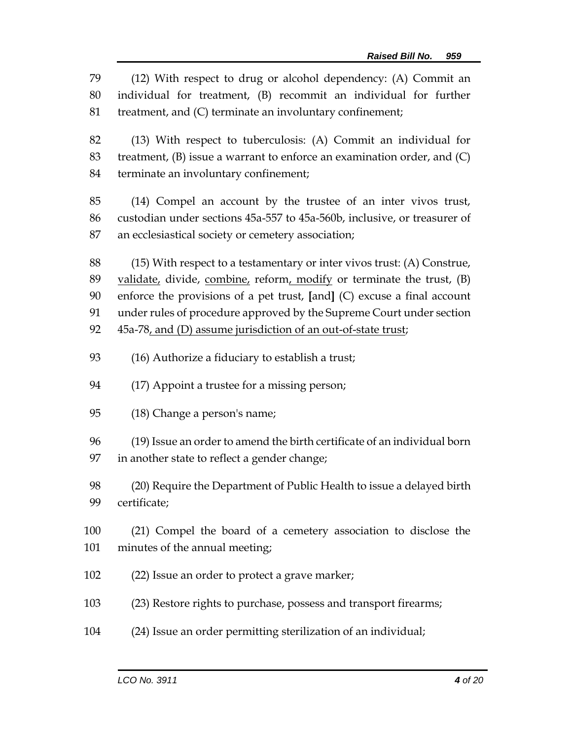(12) With respect to drug or alcohol dependency: (A) Commit an individual for treatment, (B) recommit an individual for further treatment, and (C) terminate an involuntary confinement;

(13) With respect to tuberculosis: (A) Commit an individual for treatment, (B) issue a warrant to enforce an examination order, and (C) terminate an involuntary confinement;

(14) Compel an account by the trustee of an inter vivos trust, custodian under sections 45a-557 to 45a-560b, inclusive, or treasurer of an ecclesiastical society or cemetery association;

(15) With respect to a testamentary or inter vivos trust: (A) Construe, <u>validate,</u> divide, <u>combine,</u> reform<u>, modify</u> or terminate the trust, (B) enforce the provisions of a pet trust, **[**and**]** (C) excuse a final account under rules of procedure approved by the Supreme Court under section 45a-78<u>, and (D) assume jurisdiction of an out-of-state trust</u>;

(16) Authorize a fiduciary to establish a trust;

(17) Appoint a trustee for a missing person;

(18) Change a person's name;

(19) Issue an order to amend the birth certificate of an individual born in another state to reflect a gender change;

(20) Require the Department of Public Health to issue a delayed birth certificate;

(21) Compel the board of a cemetery association to disclose the minutes of the annual meeting;

(22) Issue an order to protect a grave marker;

(23) Restore rights to purchase, possess and transport firearms;

(24) Issue an order permitting sterilization of an individual;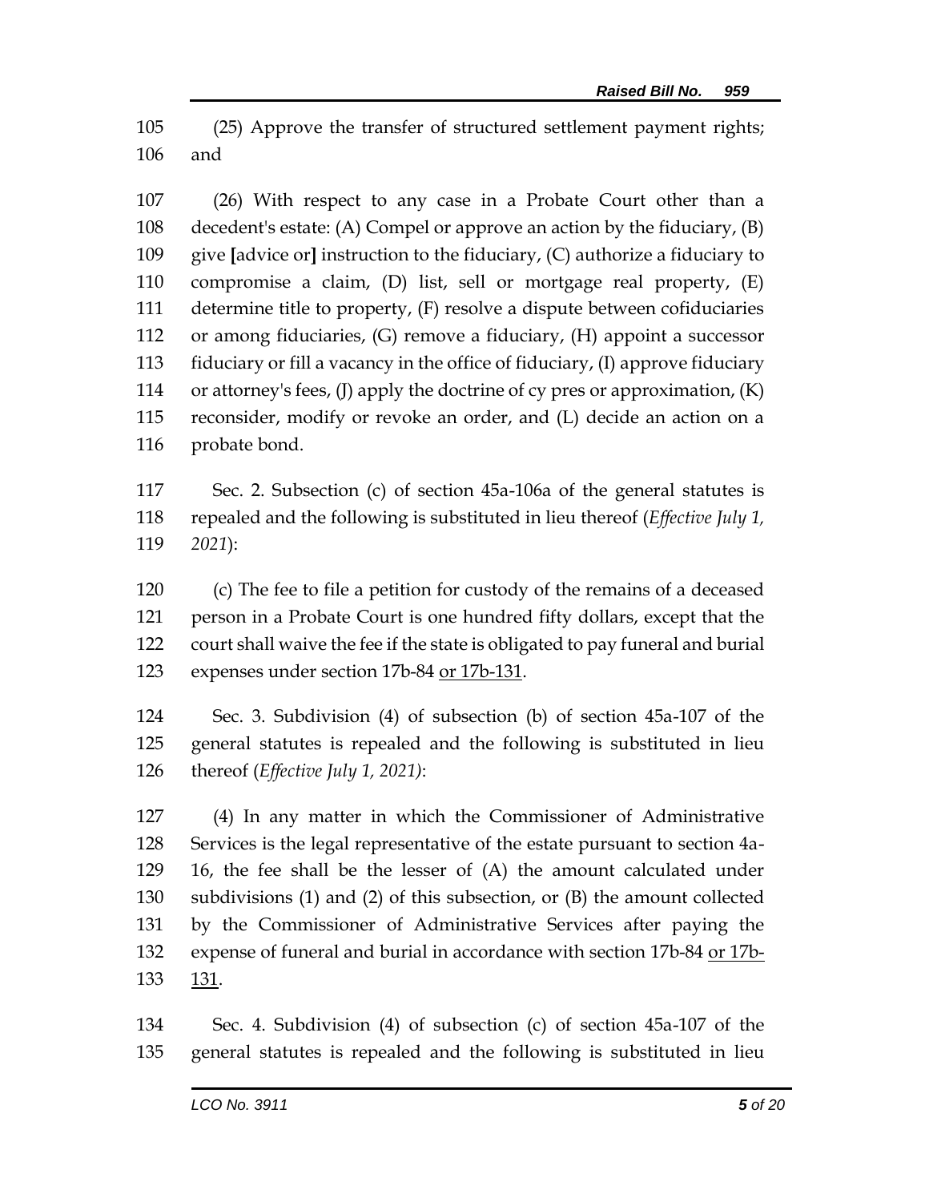(25) Approve the transfer of structured settlement payment rights; and

(26) With respect to any case in a Probate Court other than a decedent's estate: (A) Compel or approve an action by the fiduciary, (B) give [advice or] instruction to the fiduciary, (C) authorize a fiduciary to compromise a claim, (D) list, sell or mortgage real property, (E) determine title to property, (F) resolve a dispute between cofiduciaries or among fiduciaries, (G) remove a fiduciary, (H) appoint a successor fiduciary or fill a vacancy in the office of fiduciary, (I) approve fiduciary or attorney's fees, (J) apply the doctrine of cy pres or approximation, (K) reconsider, modify or revoke an order, and (L) decide an action on a probate bond.

Sec. 2. Subsection (c) of section 45a-106a of the general statutes is repealed and the following is substituted in lieu thereof (*Effective July 1, 2021*):

(c) The fee to file a petition for custody of the remains of a deceased person in a Probate Court is one hundred fifty dollars, except that the court shall waive the fee if the state is obligated to pay funeral and burial expenses under section 17b-84 <u>or 17b-131</u>.

Sec. 3. Subdivision (4) of subsection (b) of section 45a-107 of the general statutes is repealed and the following is substituted in lieu thereof (*Effective July 1, 2021)*:

(4) In any matter in which the Commissioner of Administrative Services is the legal representative of the estate pursuant to section 4a-16, the fee shall be the lesser of (A) the amount calculated under subdivisions (1) and (2) of this subsection, or (B) the amount collected by the Commissioner of Administrative Services after paying the expense of funeral and burial in accordance with section 17b-84 <u>or 17b-131</u>.

Sec. 4. Subdivision (4) of subsection (c) of section 45a-107 of the general statutes is repealed and the following is substituted in lieu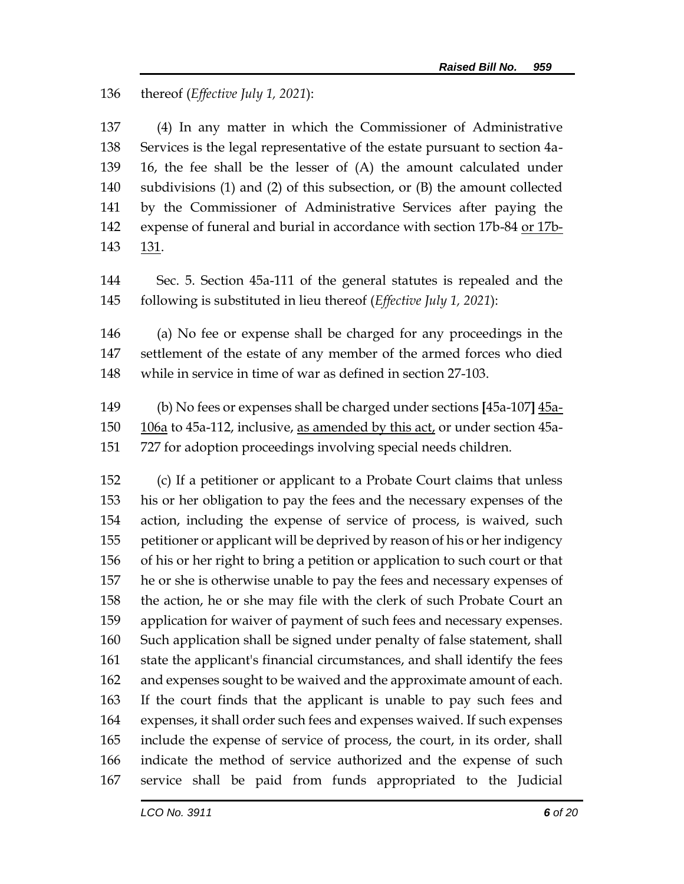thereof (*Effective July 1, 2021*):

(4) In any matter in which the Commissioner of Administrative Services is the legal representative of the estate pursuant to section 4a-16, the fee shall be the lesser of (A) the amount calculated under subdivisions (1) and (2) of this subsection, or (B) the amount collected by the Commissioner of Administrative Services after paying the expense of funeral and burial in accordance with section 17b-84 <u>or 17b-131</u>.

Sec. 5. Section 45a-111 of the general statutes is repealed and the following is substituted in lieu thereof (*Effective July 1, 2021*):

(a) No fee or expense shall be charged for any proceedings in the settlement of the estate of any member of the armed forces who died while in service in time of war as defined in section 27-103.

(b) No fees or expenses shall be charged under sections **[**45a-107**]** <u>45a-106a</u> to 45a-112, inclusive, <u>as amended by this act,</u> or under section 45a-727 for adoption proceedings involving special needs children.

(c) If a petitioner or applicant to a Probate Court claims that unless his or her obligation to pay the fees and the necessary expenses of the action, including the expense of service of process, is waived, such petitioner or applicant will be deprived by reason of his or her indigency of his or her right to bring a petition or application to such court or that he or she is otherwise unable to pay the fees and necessary expenses of the action, he or she may file with the clerk of such Probate Court an application for waiver of payment of such fees and necessary expenses. Such application shall be signed under penalty of false statement, shall state the applicant's financial circumstances, and shall identify the fees and expenses sought to be waived and the approximate amount of each. If the court finds that the applicant is unable to pay such fees and expenses, it shall order such fees and expenses waived. If such expenses include the expense of service of process, the court, in its order, shall indicate the method of service authorized and the expense of such service shall be paid from funds appropriated to the Judicial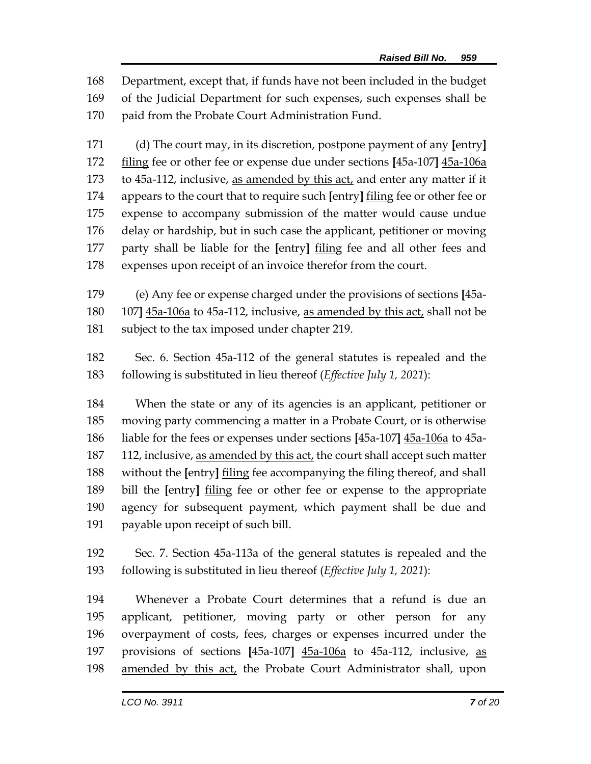Department, except that, if funds have not been included in the budget of the Judicial Department for such expenses, such expenses shall be paid from the Probate Court Administration Fund.

(d) The court may, in its discretion, postpone payment of any [entry] filing fee or other fee or expense due under sections [45a-107] 45a-106a to 45a-112, inclusive, as amended by this act, and enter any matter if it appears to the court that to require such [entry] filing fee or other fee or expense to accompany submission of the matter would cause undue delay or hardship, but in such case the applicant, petitioner or moving party shall be liable for the [entry] filing fee and all other fees and expenses upon receipt of an invoice therefor from the court.

(e) Any fee or expense charged under the provisions of sections [45a-107] 45a-106a to 45a-112, inclusive, as amended by this act, shall not be subject to the tax imposed under chapter 219.

Sec. 6. Section 45a-112 of the general statutes is repealed and the following is substituted in lieu thereof (*Effective July 1, 2021*):

When the state or any of its agencies is an applicant, petitioner or moving party commencing a matter in a Probate Court, or is otherwise liable for the fees or expenses under sections [45a-107] 45a-106a to 45a-112, inclusive, as amended by this act, the court shall accept such matter without the [entry] filing fee accompanying the filing thereof, and shall bill the [entry] filing fee or other fee or expense to the appropriate agency for subsequent payment, which payment shall be due and payable upon receipt of such bill.

Sec. 7. Section 45a-113a of the general statutes is repealed and the following is substituted in lieu thereof (*Effective July 1, 2021*):

Whenever a Probate Court determines that a refund is due an applicant, petitioner, moving party or other person for any overpayment of costs, fees, charges or expenses incurred under the provisions of sections [45a-107] 45a-106a to 45a-112, inclusive, as amended by this act, the Probate Court Administrator shall, upon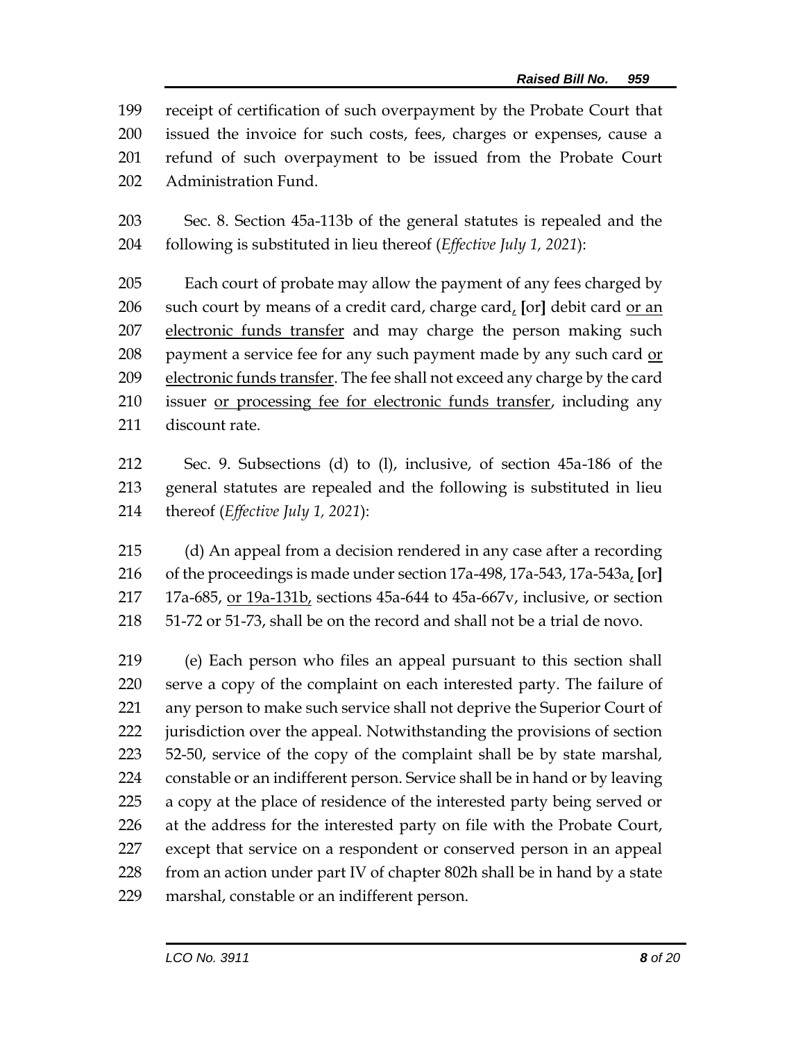receipt of certification of such overpayment by the Probate Court that issued the invoice for such costs, fees, charges or expenses, cause a refund of such overpayment to be issued from the Probate Court Administration Fund.

Sec. 8. Section 45a-113b of the general statutes is repealed and the following is substituted in lieu thereof (*Effective July 1, 2021*):

Each court of probate may allow the payment of any fees charged by such court by means of a credit card, charge card, [or] debit card or an electronic funds transfer and may charge the person making such payment a service fee for any such payment made by any such card or electronic funds transfer. The fee shall not exceed any charge by the card issuer or processing fee for electronic funds transfer, including any discount rate.

Sec. 9. Subsections (d) to (l), inclusive, of section 45a-186 of the general statutes are repealed and the following is substituted in lieu thereof (*Effective July 1, 2021*):

(d) An appeal from a decision rendered in any case after a recording of the proceedings is made under section 17a-498, 17a-543, 17a-543a, [or] 17a-685, or 19a-131b, sections 45a-644 to 45a-667v, inclusive, or section 51-72 or 51-73, shall be on the record and shall not be a trial de novo.

(e) Each person who files an appeal pursuant to this section shall serve a copy of the complaint on each interested party. The failure of any person to make such service shall not deprive the Superior Court of jurisdiction over the appeal. Notwithstanding the provisions of section 52-50, service of the copy of the complaint shall be by state marshal, constable or an indifferent person. Service shall be in hand or by leaving a copy at the place of residence of the interested party being served or at the address for the interested party on file with the Probate Court, except that service on a respondent or conserved person in an appeal from an action under part IV of chapter 802h shall be in hand by a state marshal, constable or an indifferent person.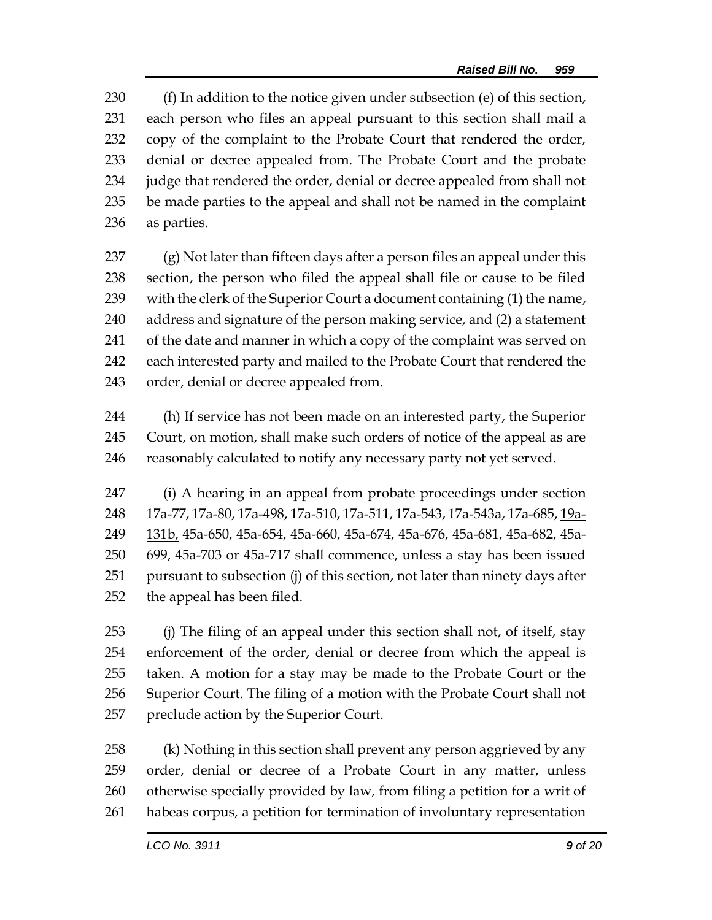(f) In addition to the notice given under subsection (e) of this section, each person who files an appeal pursuant to this section shall mail a copy of the complaint to the Probate Court that rendered the order, denial or decree appealed from. The Probate Court and the probate judge that rendered the order, denial or decree appealed from shall not be made parties to the appeal and shall not be named in the complaint as parties.

(g) Not later than fifteen days after a person files an appeal under this section, the person who filed the appeal shall file or cause to be filed with the clerk of the Superior Court a document containing (1) the name, address and signature of the person making service, and (2) a statement of the date and manner in which a copy of the complaint was served on each interested party and mailed to the Probate Court that rendered the order, denial or decree appealed from.

(h) If service has not been made on an interested party, the Superior Court, on motion, shall make such orders of notice of the appeal as are reasonably calculated to notify any necessary party not yet served.

(i) A hearing in an appeal from probate proceedings under section 17a-77, 17a-80, 17a-498, 17a-510, 17a-511, 17a-543, 17a-543a, 17a-685, <u>19a-131b,</u> 45a-650, 45a-654, 45a-660, 45a-674, 45a-676, 45a-681, 45a-682, 45a-699, 45a-703 or 45a-717 shall commence, unless a stay has been issued pursuant to subsection (j) of this section, not later than ninety days after the appeal has been filed.

(j) The filing of an appeal under this section shall not, of itself, stay enforcement of the order, denial or decree from which the appeal is taken. A motion for a stay may be made to the Probate Court or the Superior Court. The filing of a motion with the Probate Court shall not preclude action by the Superior Court.

(k) Nothing in this section shall prevent any person aggrieved by any order, denial or decree of a Probate Court in any matter, unless otherwise specially provided by law, from filing a petition for a writ of habeas corpus, a petition for termination of involuntary representation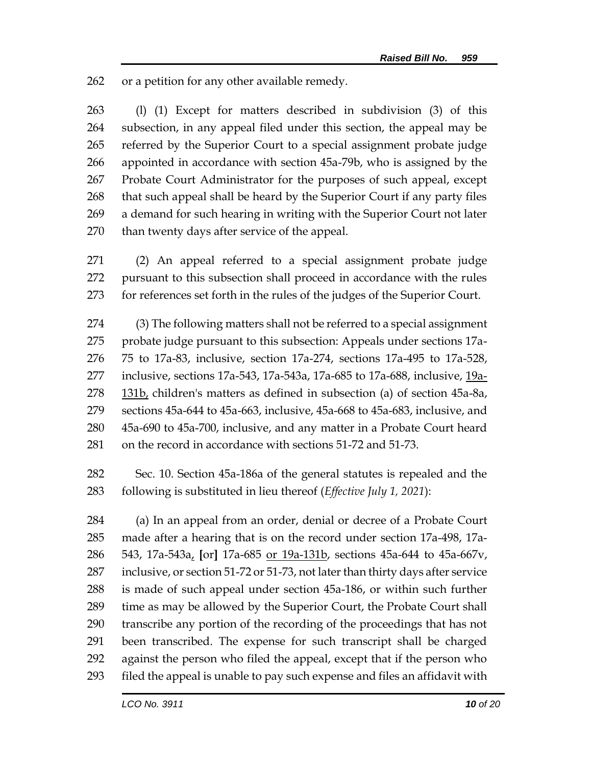or a petition for any other available remedy.

(l) (1) Except for matters described in subdivision (3) of this subsection, in any appeal filed under this section, the appeal may be referred by the Superior Court to a special assignment probate judge appointed in accordance with section 45a-79b, who is assigned by the Probate Court Administrator for the purposes of such appeal, except that such appeal shall be heard by the Superior Court if any party files a demand for such hearing in writing with the Superior Court not later than twenty days after service of the appeal.

(2) An appeal referred to a special assignment probate judge pursuant to this subsection shall proceed in accordance with the rules for references set forth in the rules of the judges of the Superior Court.

(3) The following matters shall not be referred to a special assignment probate judge pursuant to this subsection: Appeals under sections 17a-75 to 17a-83, inclusive, section 17a-274, sections 17a-495 to 17a-528, inclusive, sections 17a-543, 17a-543a, 17a-685 to 17a-688, inclusive, <u>19a-131b,</u> children's matters as defined in subsection (a) of section 45a-8a, sections 45a-644 to 45a-663, inclusive, 45a-668 to 45a-683, inclusive, and 45a-690 to 45a-700, inclusive, and any matter in a Probate Court heard on the record in accordance with sections 51-72 and 51-73.

Sec. 10. Section 45a-186a of the general statutes is repealed and the following is substituted in lieu thereof (*Effective July 1, 2021*):

(a) In an appeal from an order, denial or decree of a Probate Court made after a hearing that is on the record under section 17a-498, 17a-543, 17a-543a<u>,</u> [or] 17a-685 <u>or 19a-131b</u>, sections 45a-644 to 45a-667v, inclusive, or section 51-72 or 51-73, not later than thirty days after service is made of such appeal under section 45a-186, or within such further time as may be allowed by the Superior Court, the Probate Court shall transcribe any portion of the recording of the proceedings that has not been transcribed. The expense for such transcript shall be charged against the person who filed the appeal, except that if the person who filed the appeal is unable to pay such expense and files an affidavit with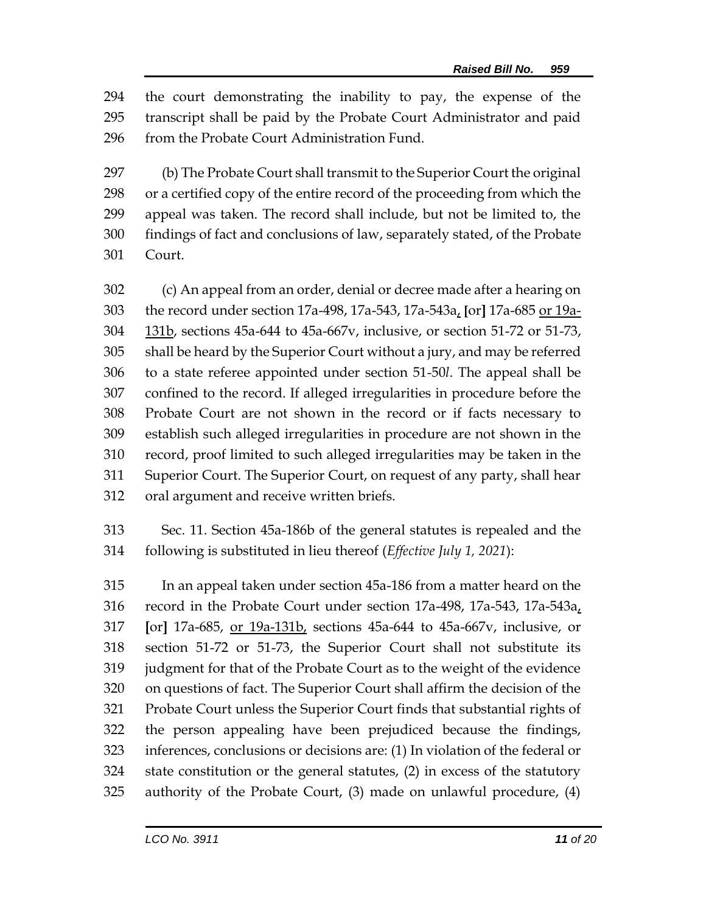the court demonstrating the inability to pay, the expense of the transcript shall be paid by the Probate Court Administrator and paid from the Probate Court Administration Fund.

(b) The Probate Court shall transmit to the Superior Court the original or a certified copy of the entire record of the proceeding from which the appeal was taken. The record shall include, but not be limited to, the findings of fact and conclusions of law, separately stated, of the Probate Court.

(c) An appeal from an order, denial or decree made after a hearing on the record under section 17a-498, 17a-543, 17a-543a, [or] 17a-685 or 19a-131b, sections 45a-644 to 45a-667v, inclusive, or section 51-72 or 51-73, shall be heard by the Superior Court without a jury, and may be referred to a state referee appointed under section 51-50*l*. The appeal shall be confined to the record. If alleged irregularities in procedure before the Probate Court are not shown in the record or if facts necessary to establish such alleged irregularities in procedure are not shown in the record, proof limited to such alleged irregularities may be taken in the Superior Court. The Superior Court, on request of any party, shall hear oral argument and receive written briefs.

Sec. 11. Section 45a-186b of the general statutes is repealed and the following is substituted in lieu thereof (*Effective July 1, 2021*):

In an appeal taken under section 45a-186 from a matter heard on the record in the Probate Court under section 17a-498, 17a-543, 17a-543a, [or] 17a-685, or 19a-131b, sections 45a-644 to 45a-667v, inclusive, or section 51-72 or 51-73, the Superior Court shall not substitute its judgment for that of the Probate Court as to the weight of the evidence on questions of fact. The Superior Court shall affirm the decision of the Probate Court unless the Superior Court finds that substantial rights of the person appealing have been prejudiced because the findings, inferences, conclusions or decisions are: (1) In violation of the federal or state constitution or the general statutes, (2) in excess of the statutory authority of the Probate Court, (3) made on unlawful procedure, (4)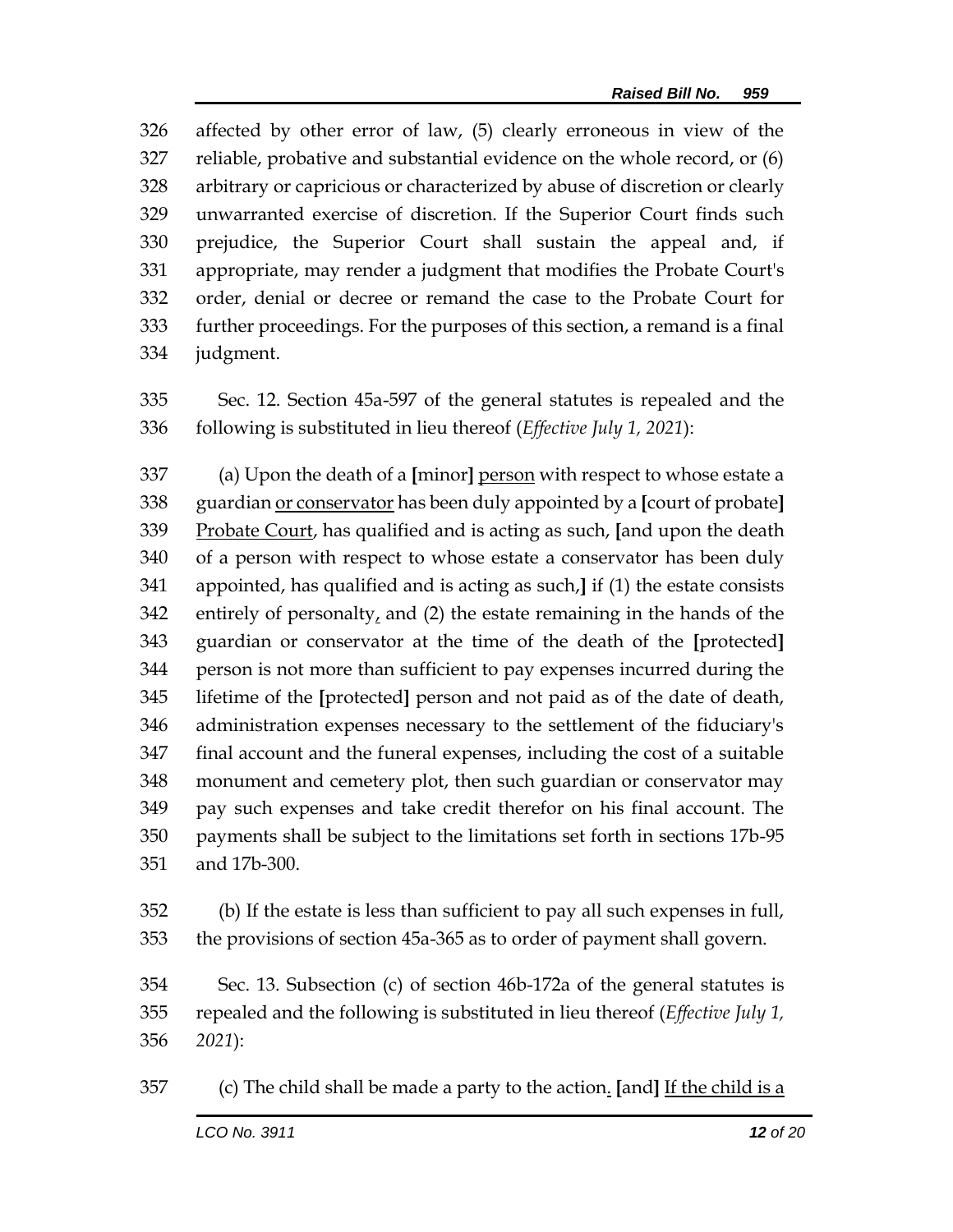affected by other error of law, (5) clearly erroneous in view of the reliable, probative and substantial evidence on the whole record, or (6) arbitrary or capricious or characterized by abuse of discretion or clearly unwarranted exercise of discretion. If the Superior Court finds such prejudice, the Superior Court shall sustain the appeal and, if appropriate, may render a judgment that modifies the Probate Court's order, denial or decree or remand the case to the Probate Court for further proceedings. For the purposes of this section, a remand is a final judgment.

Sec. 12. Section 45a-597 of the general statutes is repealed and the following is substituted in lieu thereof (*Effective July 1, 2021*):

(a) Upon the death of a **[**minor**]** <u>person</u> with respect to whose estate a guardian <u>or conservator</u> has been duly appointed by a **[**court of probate**]** <u>Probate Court</u>, has qualified and is acting as such, **[**and upon the death of a person with respect to whose estate a conservator has been duly appointed, has qualified and is acting as such,**]** if (1) the estate consists entirely of personalty<u>,</u> and (2) the estate remaining in the hands of the guardian or conservator at the time of the death of the **[**protected**]** person is not more than sufficient to pay expenses incurred during the lifetime of the **[**protected**]** person and not paid as of the date of death, administration expenses necessary to the settlement of the fiduciary's final account and the funeral expenses, including the cost of a suitable monument and cemetery plot, then such guardian or conservator may pay such expenses and take credit therefor on his final account. The payments shall be subject to the limitations set forth in sections 17b-95 and 17b-300.

(b) If the estate is less than sufficient to pay all such expenses in full, the provisions of section 45a-365 as to order of payment shall govern.

Sec. 13. Subsection (c) of section 46b-172a of the general statutes is repealed and the following is substituted in lieu thereof (*Effective July 1, 2021*):

(c) The child shall be made a party to the action<u>.</u> **[**and**]** <u>If the child is a</u>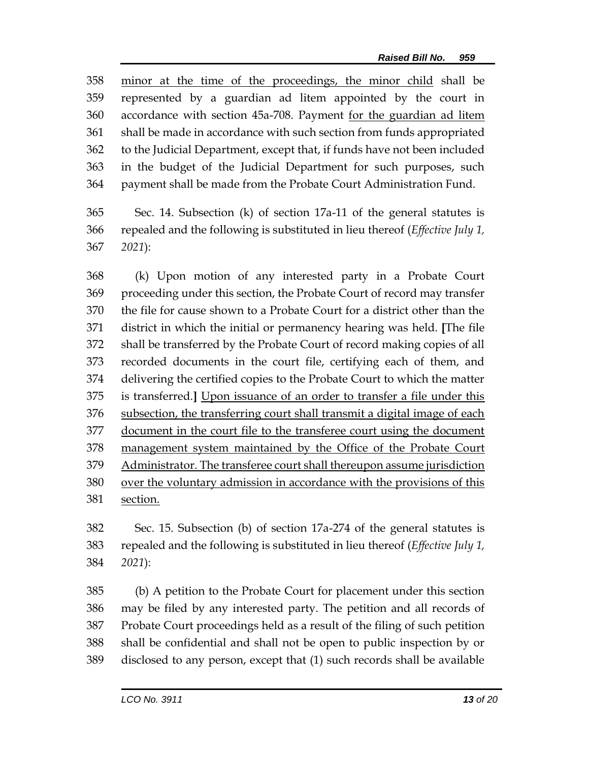minor at the time of the proceedings, the minor child shall be represented by a guardian ad litem appointed by the court in accordance with section 45a-708. Payment for the guardian ad litem shall be made in accordance with such section from funds appropriated to the Judicial Department, except that, if funds have not been included in the budget of the Judicial Department for such purposes, such payment shall be made from the Probate Court Administration Fund.

Sec. 14. Subsection (k) of section 17a-11 of the general statutes is repealed and the following is substituted in lieu thereof (*Effective July 1, 2021*):

(k) Upon motion of any interested party in a Probate Court proceeding under this section, the Probate Court of record may transfer the file for cause shown to a Probate Court for a district other than the district in which the initial or permanency hearing was held. **[**The file shall be transferred by the Probate Court of record making copies of all recorded documents in the court file, certifying each of them, and delivering the certified copies to the Probate Court to which the matter is transferred.**]** Upon issuance of an order to transfer a file under this subsection, the transferring court shall transmit a digital image of each document in the court file to the transferee court using the document management system maintained by the Office of the Probate Court Administrator. The transferee court shall thereupon assume jurisdiction over the voluntary admission in accordance with the provisions of this section.

Sec. 15. Subsection (b) of section 17a-274 of the general statutes is repealed and the following is substituted in lieu thereof (*Effective July 1, 2021*):

(b) A petition to the Probate Court for placement under this section may be filed by any interested party. The petition and all records of Probate Court proceedings held as a result of the filing of such petition shall be confidential and shall not be open to public inspection by or disclosed to any person, except that (1) such records shall be available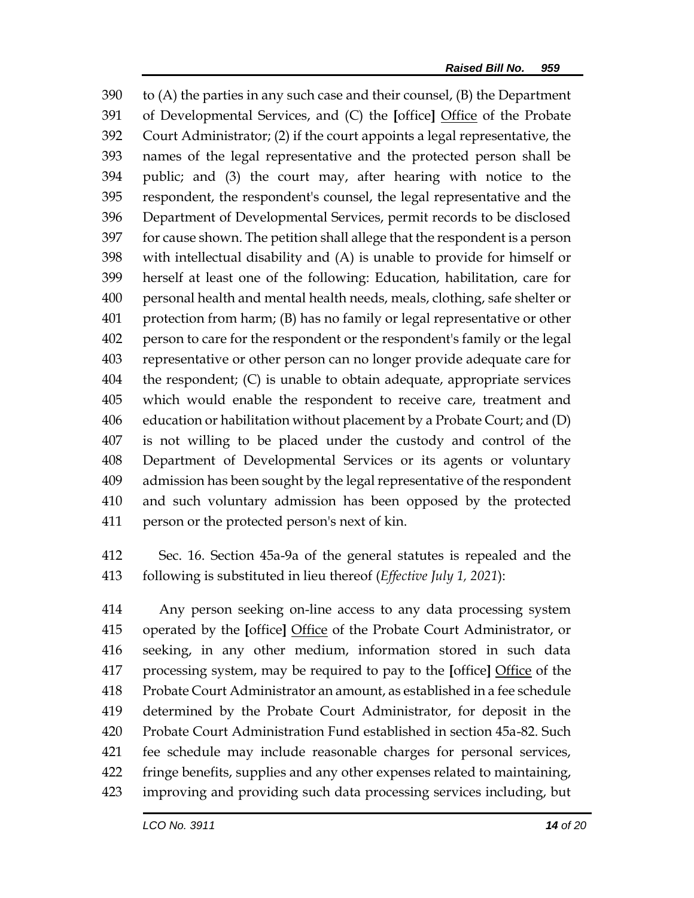to (A) the parties in any such case and their counsel, (B) the Department of Developmental Services, and (C) the **[**office**]** <u>Office</u> of the Probate Court Administrator; (2) if the court appoints a legal representative, the names of the legal representative and the protected person shall be public; and (3) the court may, after hearing with notice to the respondent, the respondent's counsel, the legal representative and the Department of Developmental Services, permit records to be disclosed for cause shown. The petition shall allege that the respondent is a person with intellectual disability and (A) is unable to provide for himself or herself at least one of the following: Education, habilitation, care for personal health and mental health needs, meals, clothing, safe shelter or protection from harm; (B) has no family or legal representative or other person to care for the respondent or the respondent's family or the legal representative or other person can no longer provide adequate care for the respondent; (C) is unable to obtain adequate, appropriate services which would enable the respondent to receive care, treatment and education or habilitation without placement by a Probate Court; and (D) is not willing to be placed under the custody and control of the Department of Developmental Services or its agents or voluntary admission has been sought by the legal representative of the respondent and such voluntary admission has been opposed by the protected person or the protected person's next of kin.

Sec. 16. Section 45a-9a of the general statutes is repealed and the following is substituted in lieu thereof (*Effective July 1, 2021*):

Any person seeking on-line access to any data processing system operated by the **[**office**]** <u>Office</u> of the Probate Court Administrator, or seeking, in any other medium, information stored in such data processing system, may be required to pay to the **[**office**]** <u>Office</u> of the Probate Court Administrator an amount, as established in a fee schedule determined by the Probate Court Administrator, for deposit in the Probate Court Administration Fund established in section 45a-82. Such fee schedule may include reasonable charges for personal services, fringe benefits, supplies and any other expenses related to maintaining, improving and providing such data processing services including, but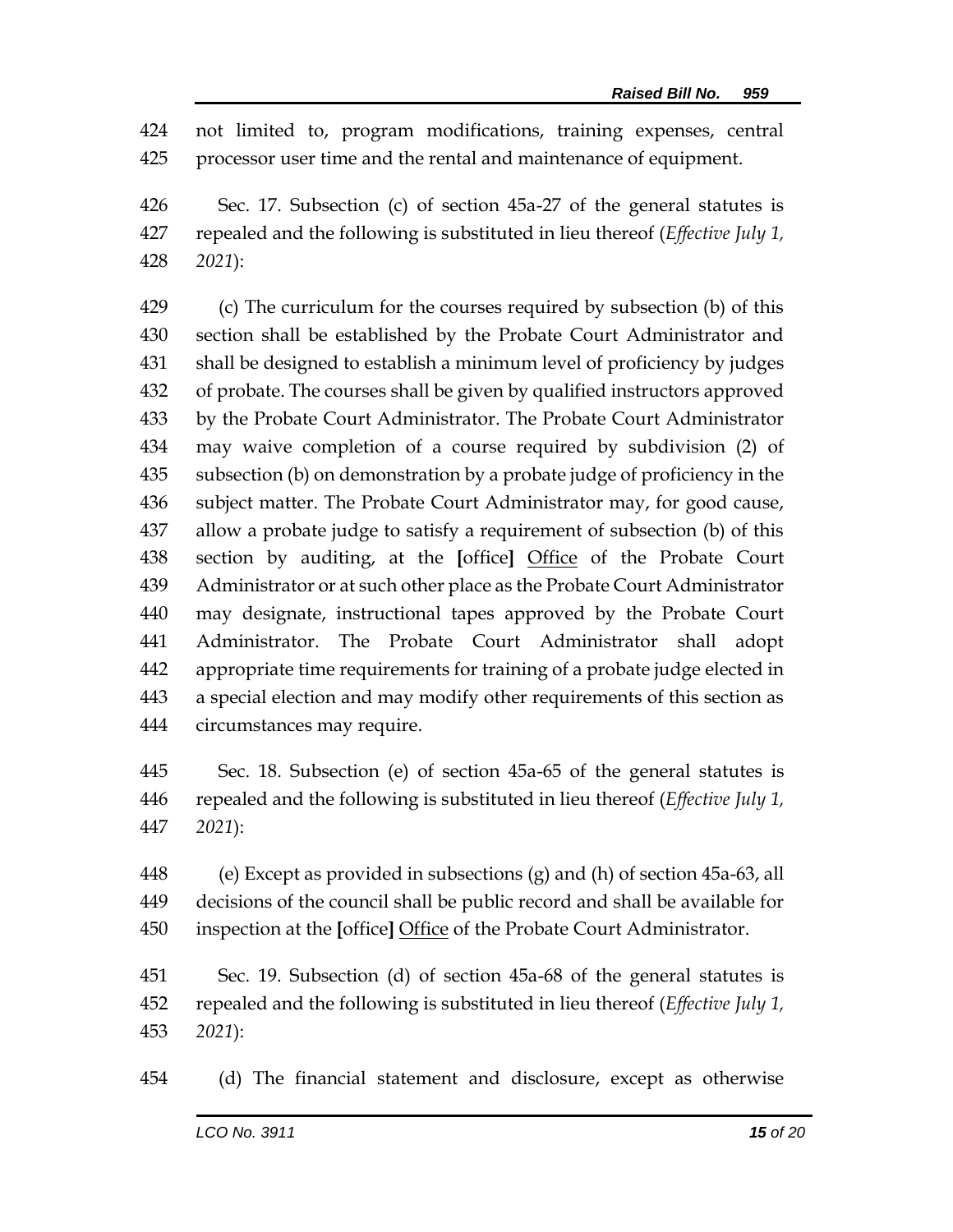not limited to, program modifications, training expenses, central processor user time and the rental and maintenance of equipment.

Sec. 17. Subsection (c) of section 45a-27 of the general statutes is repealed and the following is substituted in lieu thereof (*Effective July 1, 2021*):

(c) The curriculum for the courses required by subsection (b) of this section shall be established by the Probate Court Administrator and shall be designed to establish a minimum level of proficiency by judges of probate. The courses shall be given by qualified instructors approved by the Probate Court Administrator. The Probate Court Administrator may waive completion of a course required by subdivision (2) of subsection (b) on demonstration by a probate judge of proficiency in the subject matter. The Probate Court Administrator may, for good cause, allow a probate judge to satisfy a requirement of subsection (b) of this section by auditing, at the **[**office**]** <u>Office</u> of the Probate Court Administrator or at such other place as the Probate Court Administrator may designate, instructional tapes approved by the Probate Court Administrator. The Probate Court Administrator shall adopt appropriate time requirements for training of a probate judge elected in a special election and may modify other requirements of this section as circumstances may require.

Sec. 18. Subsection (e) of section 45a-65 of the general statutes is repealed and the following is substituted in lieu thereof (*Effective July 1, 2021*):

(e) Except as provided in subsections (g) and (h) of section 45a-63, all decisions of the council shall be public record and shall be available for inspection at the **[**office**]** <u>Office</u> of the Probate Court Administrator.

Sec. 19. Subsection (d) of section 45a-68 of the general statutes is repealed and the following is substituted in lieu thereof (*Effective July 1, 2021*):

(d) The financial statement and disclosure, except as otherwise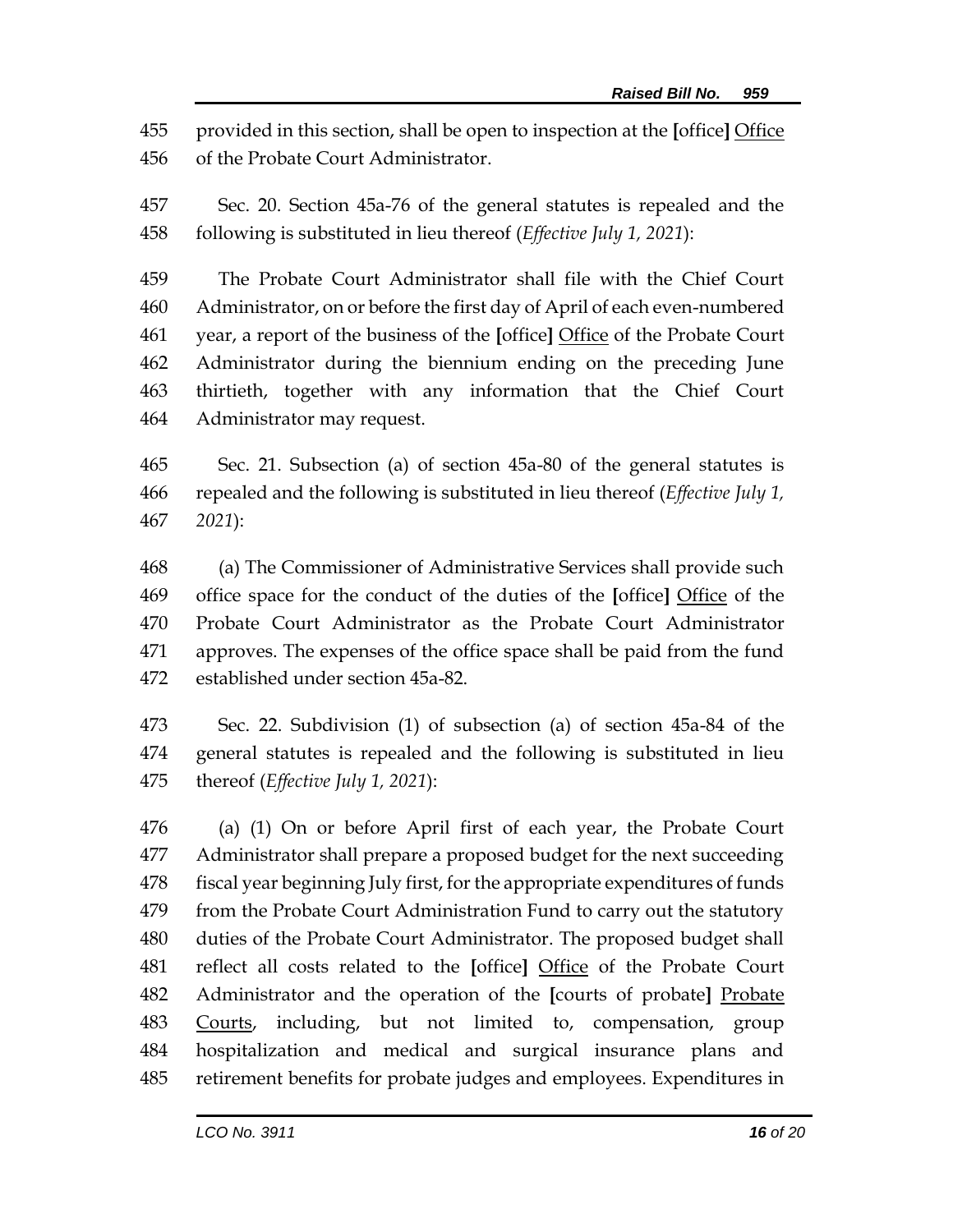provided in this section, shall be open to inspection at the [office] <u>Office</u> of the Probate Court Administrator.

Sec. 20. Section 45a-76 of the general statutes is repealed and the following is substituted in lieu thereof (*Effective July 1, 2021*):

The Probate Court Administrator shall file with the Chief Court Administrator, on or before the first day of April of each even-numbered year, a report of the business of the [office] <u>Office</u> of the Probate Court Administrator during the biennium ending on the preceding June thirtieth, together with any information that the Chief Court Administrator may request.

Sec. 21. Subsection (a) of section 45a-80 of the general statutes is repealed and the following is substituted in lieu thereof (*Effective July 1, 2021*):

(a) The Commissioner of Administrative Services shall provide such office space for the conduct of the duties of the [office] <u>Office</u> of the Probate Court Administrator as the Probate Court Administrator approves. The expenses of the office space shall be paid from the fund established under section 45a-82.

Sec. 22. Subdivision (1) of subsection (a) of section 45a-84 of the general statutes is repealed and the following is substituted in lieu thereof (*Effective July 1, 2021*):

(a) (1) On or before April first of each year, the Probate Court Administrator shall prepare a proposed budget for the next succeeding fiscal year beginning July first, for the appropriate expenditures of funds from the Probate Court Administration Fund to carry out the statutory duties of the Probate Court Administrator. The proposed budget shall reflect all costs related to the [office] <u>Office</u> of the Probate Court Administrator and the operation of the [courts of probate] <u>Probate Courts</u>, including, but not limited to, compensation, group hospitalization and medical and surgical insurance plans and retirement benefits for probate judges and employees. Expenditures in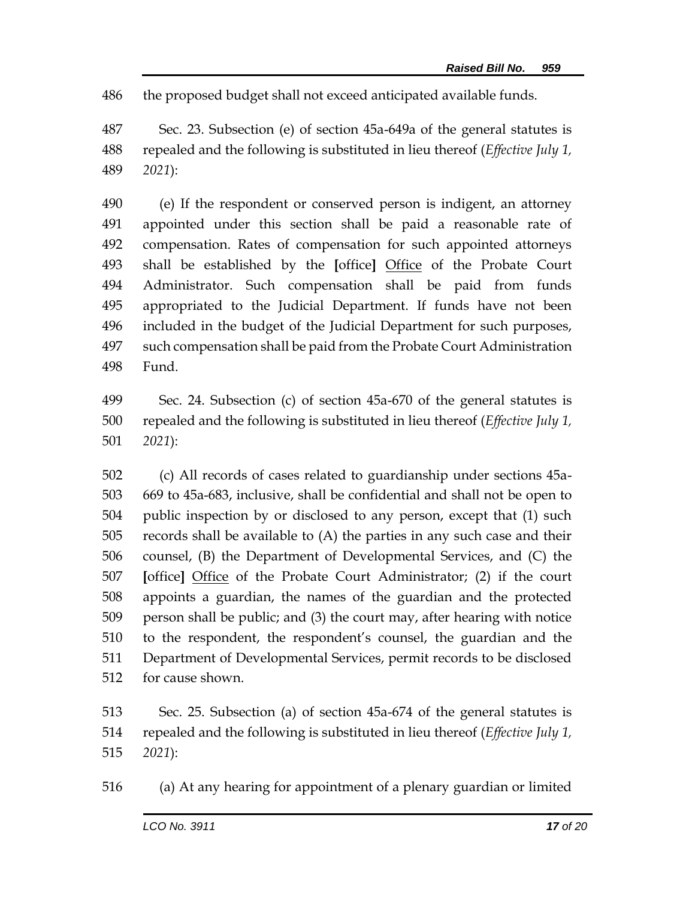the proposed budget shall not exceed anticipated available funds.

Sec. 23. Subsection (e) of section 45a-649a of the general statutes is repealed and the following is substituted in lieu thereof (*Effective July 1, 2021*):

(e) If the respondent or conserved person is indigent, an attorney appointed under this section shall be paid a reasonable rate of compensation. Rates of compensation for such appointed attorneys shall be established by the **[**office**]** <u>Office</u> of the Probate Court Administrator. Such compensation shall be paid from funds appropriated to the Judicial Department. If funds have not been included in the budget of the Judicial Department for such purposes, such compensation shall be paid from the Probate Court Administration Fund.

Sec. 24. Subsection (c) of section 45a-670 of the general statutes is repealed and the following is substituted in lieu thereof (*Effective July 1, 2021*):

(c) All records of cases related to guardianship under sections 45a-669 to 45a-683, inclusive, shall be confidential and shall not be open to public inspection by or disclosed to any person, except that (1) such records shall be available to (A) the parties in any such case and their counsel, (B) the Department of Developmental Services, and (C) the **[**office**]** <u>Office</u> of the Probate Court Administrator; (2) if the court appoints a guardian, the names of the guardian and the protected person shall be public; and (3) the court may, after hearing with notice to the respondent, the respondent's counsel, the guardian and the Department of Developmental Services, permit records to be disclosed for cause shown.

Sec. 25. Subsection (a) of section 45a-674 of the general statutes is repealed and the following is substituted in lieu thereof (*Effective July 1, 2021*):

(a) At any hearing for appointment of a plenary guardian or limited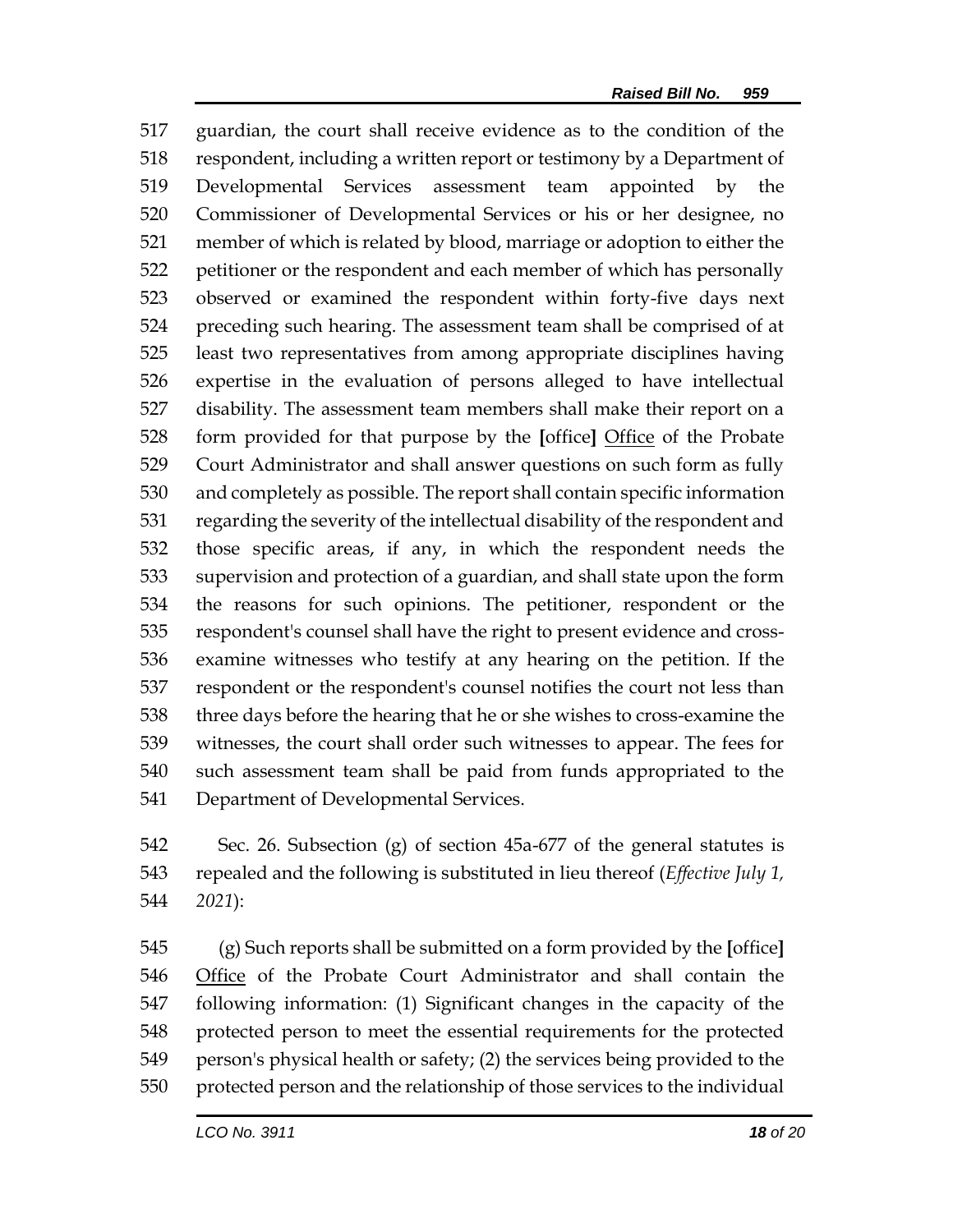517 guardian, the court shall receive evidence as to the condition of the
518 respondent, including a written report or testimony by a Department of
519 Developmental Services assessment team appointed by the
520 Commissioner of Developmental Services or his or her designee, no
521 member of which is related by blood, marriage or adoption to either the
522 petitioner or the respondent and each member of which has personally
523 observed or examined the respondent within forty-five days next
524 preceding such hearing. The assessment team shall be comprised of at
525 least two representatives from among appropriate disciplines having
526 expertise in the evaluation of persons alleged to have intellectual
527 disability. The assessment team members shall make their report on a
528 form provided for that purpose by the **[**office**]** <u>Office</u> of the Probate
529 Court Administrator and shall answer questions on such form as fully
530 and completely as possible. The report shall contain specific information
531 regarding the severity of the intellectual disability of the respondent and
532 those specific areas, if any, in which the respondent needs the
533 supervision and protection of a guardian, and shall state upon the form
534 the reasons for such opinions. The petitioner, respondent or the
535 respondent's counsel shall have the right to present evidence and cross-
536 examine witnesses who testify at any hearing on the petition. If the
537 respondent or the respondent's counsel notifies the court not less than
538 three days before the hearing that he or she wishes to cross-examine the
539 witnesses, the court shall order such witnesses to appear. The fees for
540 such assessment team shall be paid from funds appropriated to the
541 Department of Developmental Services.

542 Sec. 26. Subsection (g) of section 45a-677 of the general statutes is
543 repealed and the following is substituted in lieu thereof (*Effective July 1,*
544 *2021*):

545 (g) Such reports shall be submitted on a form provided by the **[**office**]**
546 <u>Office</u> of the Probate Court Administrator and shall contain the
547 following information: (1) Significant changes in the capacity of the
548 protected person to meet the essential requirements for the protected
549 person's physical health or safety; (2) the services being provided to the
550 protected person and the relationship of those services to the individual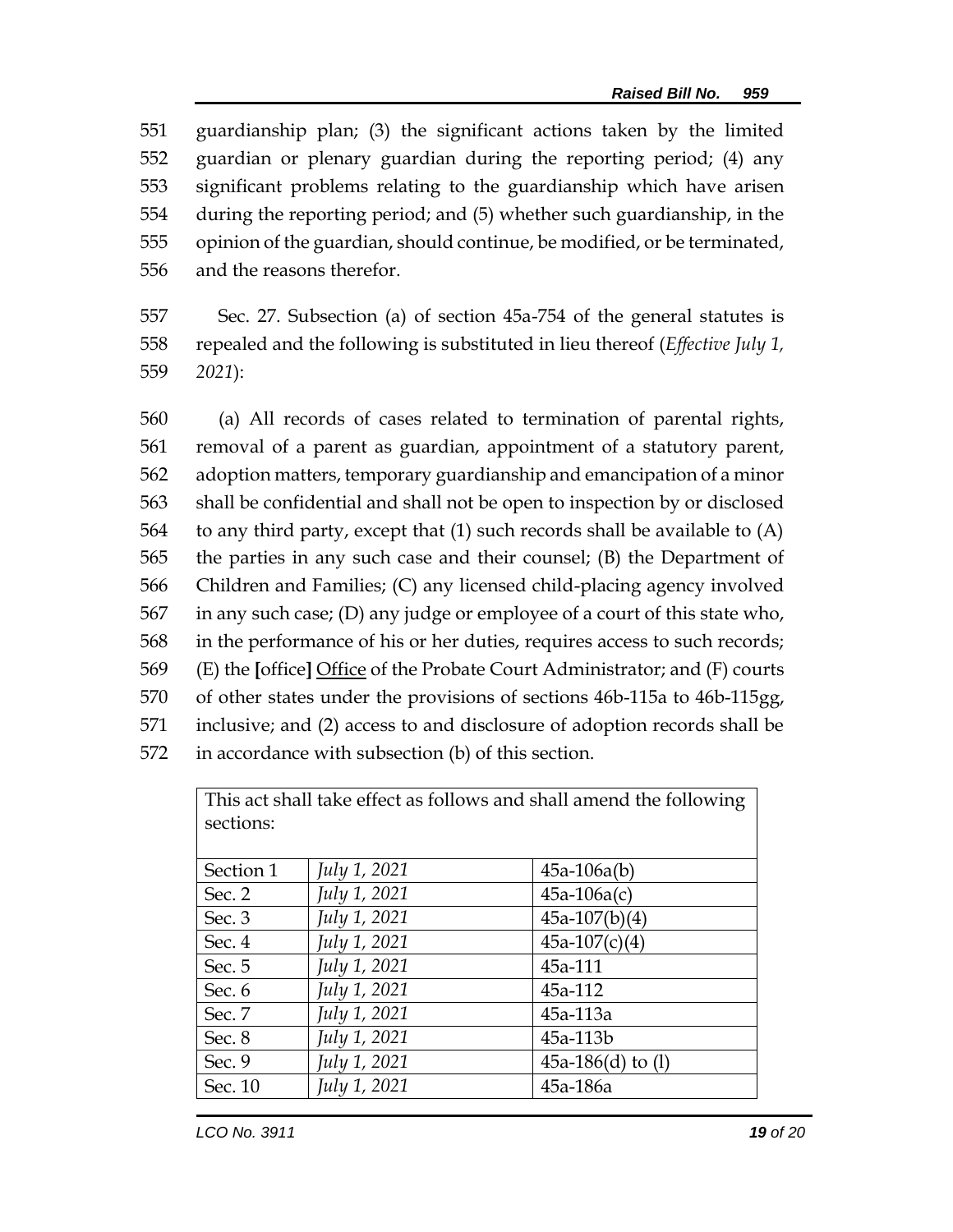551 guardianship plan; (3) the significant actions taken by the limited
552 guardian or plenary guardian during the reporting period; (4) any
553 significant problems relating to the guardianship which have arisen
554 during the reporting period; and (5) whether such guardianship, in the
555 opinion of the guardian, should continue, be modified, or be terminated,
556 and the reasons therefor.

557 Sec. 27. Subsection (a) of section 45a-754 of the general statutes is
558 repealed and the following is substituted in lieu thereof (*Effective July 1,*
559 *2021*):

560 (a) All records of cases related to termination of parental rights,
561 removal of a parent as guardian, appointment of a statutory parent,
562 adoption matters, temporary guardianship and emancipation of a minor
563 shall be confidential and shall not be open to inspection by or disclosed
564 to any third party, except that (1) such records shall be available to (A)
565 the parties in any such case and their counsel; (B) the Department of
566 Children and Families; (C) any licensed child-placing agency involved
567 in any such case; (D) any judge or employee of a court of this state who,
568 in the performance of his or her duties, requires access to such records;
569 (E) the **[**office**]** <u>Office</u> of the Probate Court Administrator; and (F) courts
570 of other states under the provisions of sections 46b-115a to 46b-115gg,
571 inclusive; and (2) access to and disclosure of adoption records shall be
572 in accordance with subsection (b) of this section.

| This act shall take effect as follows and shall amend the following sections: | | |
|---|---|---|
| Section 1 | *July 1, 2021* | 45a-106a(b) |
| Sec. 2 | *July 1, 2021* | 45a-106a(c) |
| Sec. 3 | *July 1, 2021* | 45a-107(b)(4) |
| Sec. 4 | *July 1, 2021* | 45a-107(c)(4) |
| Sec. 5 | *July 1, 2021* | 45a-111 |
| Sec. 6 | *July 1, 2021* | 45a-112 |
| Sec. 7 | *July 1, 2021* | 45a-113a |
| Sec. 8 | *July 1, 2021* | 45a-113b |
| Sec. 9 | *July 1, 2021* | 45a-186(d) to (l) |
| Sec. 10 | *July 1, 2021* | 45a-186a |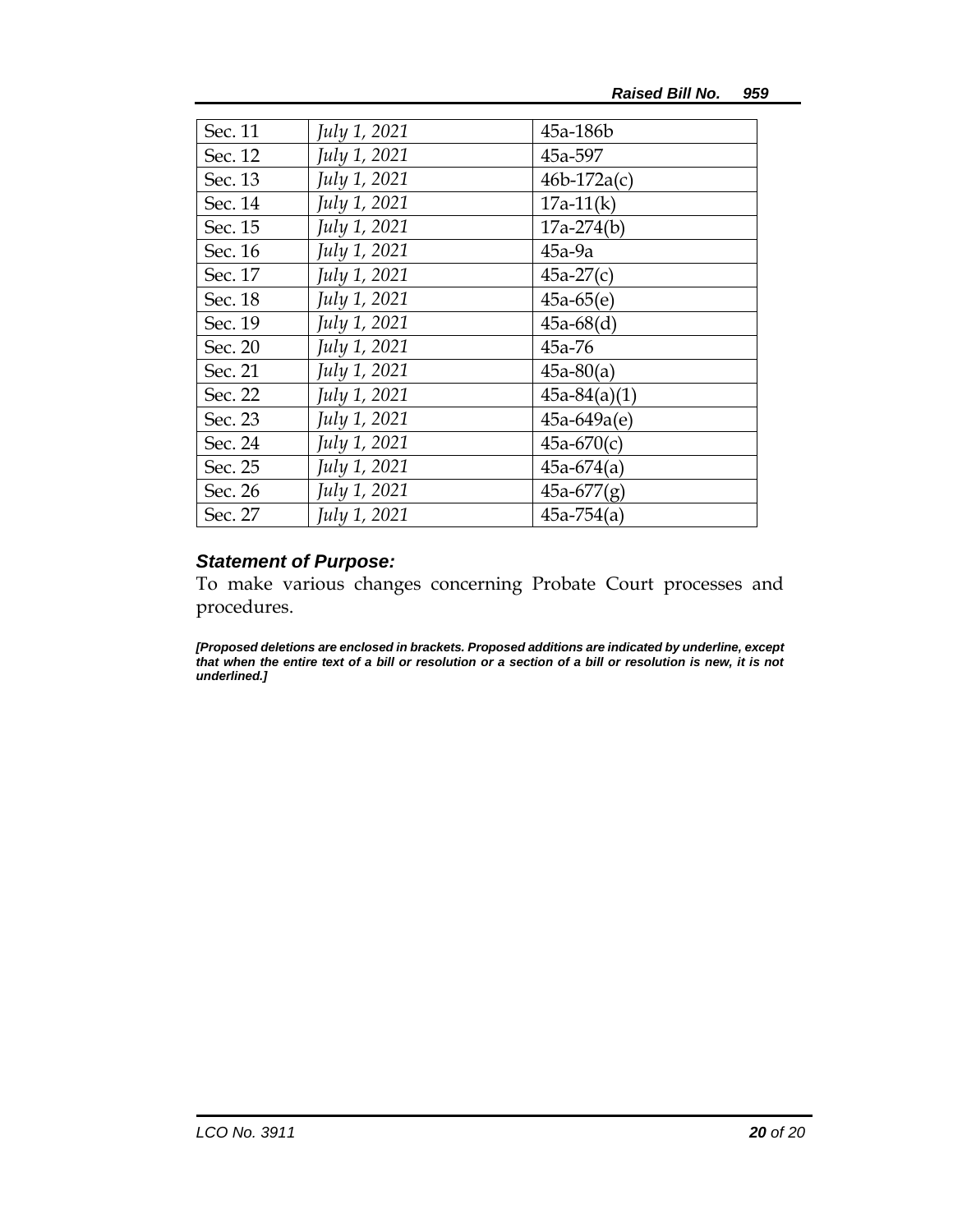| | | |
|---|---|---|
| Sec. 11 | *July 1, 2021* | 45a-186b |
| Sec. 12 | *July 1, 2021* | 45a-597 |
| Sec. 13 | *July 1, 2021* | 46b-172a(c) |
| Sec. 14 | *July 1, 2021* | 17a-11(k) |
| Sec. 15 | *July 1, 2021* | 17a-274(b) |
| Sec. 16 | *July 1, 2021* | 45a-9a |
| Sec. 17 | *July 1, 2021* | 45a-27(c) |
| Sec. 18 | *July 1, 2021* | 45a-65(e) |
| Sec. 19 | *July 1, 2021* | 45a-68(d) |
| Sec. 20 | *July 1, 2021* | 45a-76 |
| Sec. 21 | *July 1, 2021* | 45a-80(a) |
| Sec. 22 | *July 1, 2021* | 45a-84(a)(1) |
| Sec. 23 | *July 1, 2021* | 45a-649a(e) |
| Sec. 24 | *July 1, 2021* | 45a-670(c) |
| Sec. 25 | *July 1, 2021* | 45a-674(a) |
| Sec. 26 | *July 1, 2021* | 45a-677(g) |
| Sec. 27 | *July 1, 2021* | 45a-754(a) |

### *Statement of Purpose:*

To make various changes concerning Probate Court processes and procedures.

***[Proposed deletions are enclosed in brackets. Proposed additions are indicated by underline, except that when the entire text of a bill or resolution or a section of a bill or resolution is new, it is not underlined.]***